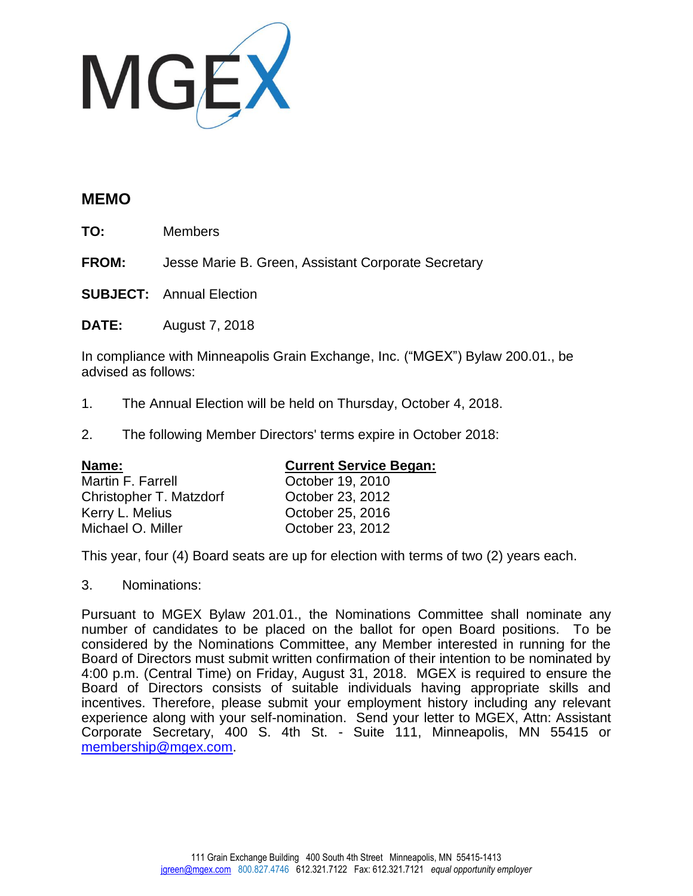MGEX

## MEMO

**TO:** Members

**FROM:** Jesse Marie B. Green, Assistant Corporate Secretary

**SUBJECT:** Annual Election

**DATE:** August 7, 2018

In compliance with Minneapolis Grain Exchange, Inc. ("MGEX") Bylaw 200.01., be advised as follows:

1. The Annual Election will be held on Thursday, October 4, 2018.

2. The following Member Directors' terms expire in October 2018:

| Name: | Current Service Began: |
|---|---|
| Martin F. Farrell | October 19, 2010 |
| Christopher T. Matzdorf | October 23, 2012 |
| Kerry L. Melius | October 25, 2016 |
| Michael O. Miller | October 23, 2012 |

This year, four (4) Board seats are up for election with terms of two (2) years each.

3. Nominations:

Pursuant to MGEX Bylaw 201.01., the Nominations Committee shall nominate any number of candidates to be placed on the ballot for open Board positions. To be considered by the Nominations Committee, any Member interested in running for the Board of Directors must submit written confirmation of their intention to be nominated by 4:00 p.m. (Central Time) on Friday, August 31, 2018. MGEX is required to ensure the Board of Directors consists of suitable individuals having appropriate skills and incentives. Therefore, please submit your employment history including any relevant experience along with your self-nomination. Send your letter to MGEX, Attn: Assistant Corporate Secretary, 400 S. 4th St. - Suite 111, Minneapolis, MN 55415 or membership@mgex.com.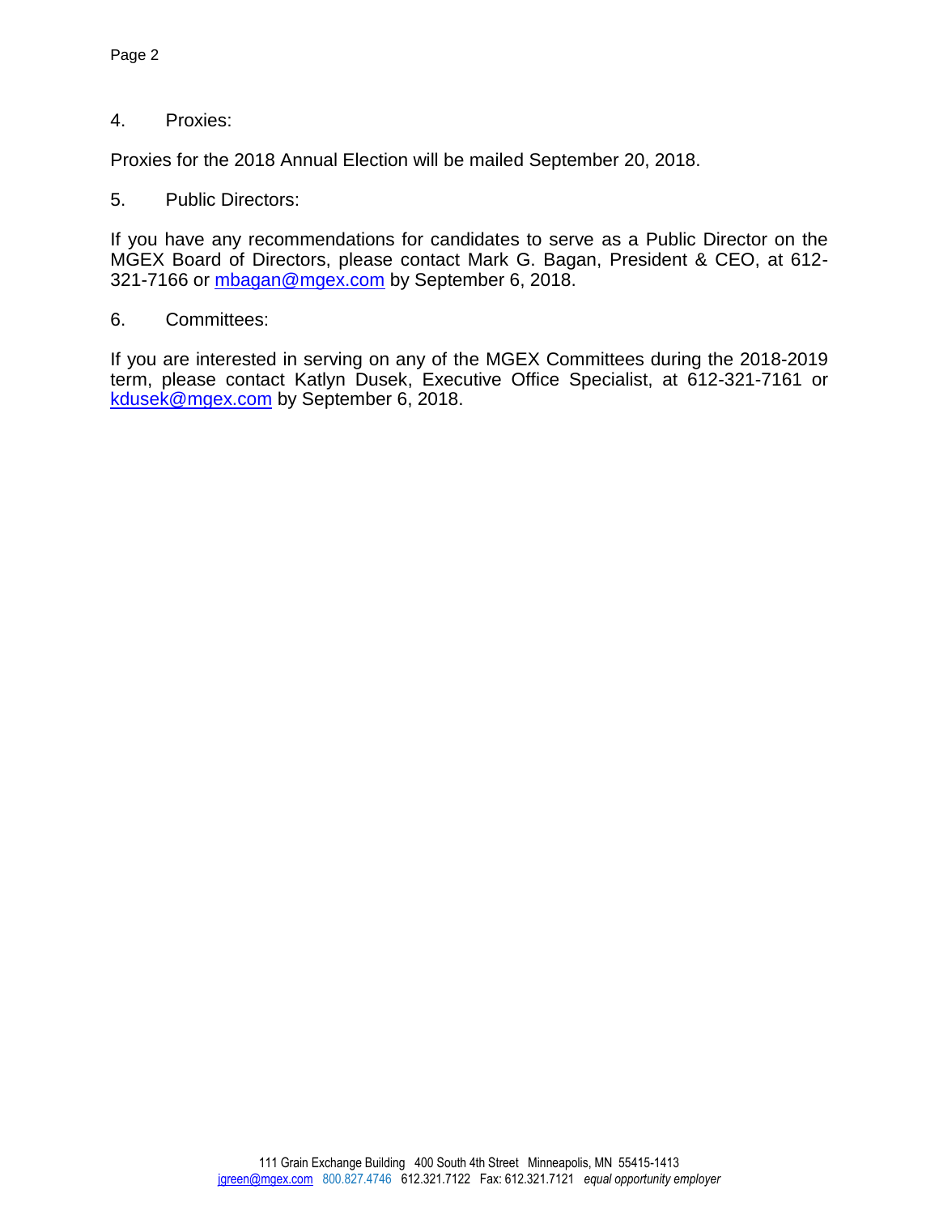4. Proxies:

Proxies for the 2018 Annual Election will be mailed September 20, 2018.

5. Public Directors:

If you have any recommendations for candidates to serve as a Public Director on the MGEX Board of Directors, please contact Mark G. Bagan, President & CEO, at 612-321-7166 or mbagan@mgex.com by September 6, 2018.

6. Committees:

If you are interested in serving on any of the MGEX Committees during the 2018-2019 term, please contact Katlyn Dusek, Executive Office Specialist, at 612-321-7161 or kdusek@mgex.com by September 6, 2018.

111 Grain Exchange Building 400 South 4th Street Minneapolis, MN 55415-1413
jgreen@mgex.com 800.827.4746 612.321.7122 Fax: 612.321.7121 *equal opportunity employer*